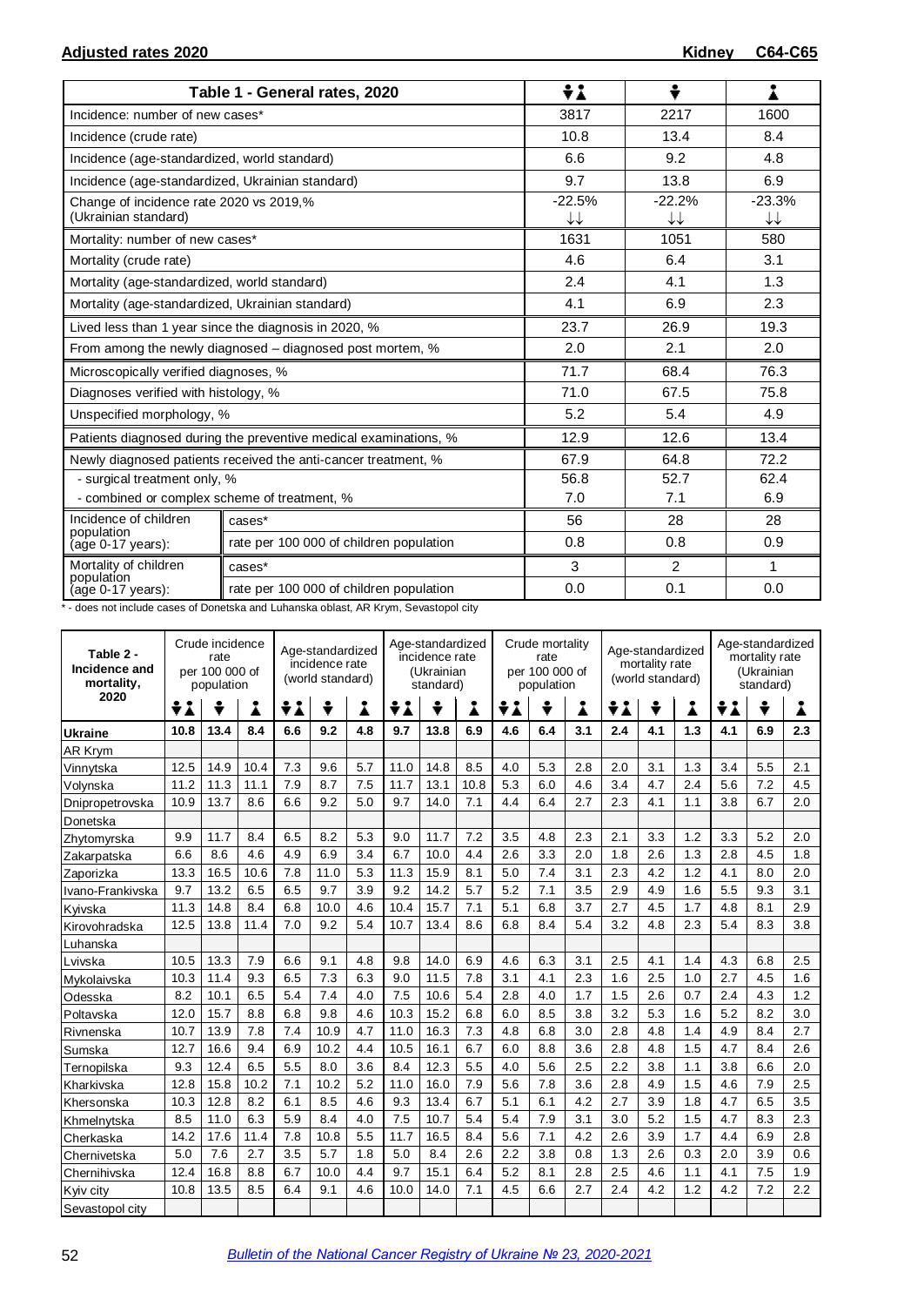**Adjusted rates 2020** **Kidney C64-C65**

| Table 1 - General rates, 2020 | | Both sexes | Male | Female |
|---|---|---|---|---|
| Incidence: number of new cases* | | 3817 | 2217 | 1600 |
| Incidence (crude rate) | | 10.8 | 13.4 | 8.4 |
| Incidence (age-standardized, world standard) | | 6.6 | 9.2 | 4.8 |
| Incidence (age-standardized, Ukrainian standard) | | 9.7 | 13.8 | 6.9 |
| Change of incidence rate 2020 vs 2019,% (Ukrainian standard) | | -22.5% ↓↓ | -22.2% ↓↓ | -23.3% ↓↓ |
| Mortality: number of new cases* | | 1631 | 1051 | 580 |
| Mortality (crude rate) | | 4.6 | 6.4 | 3.1 |
| Mortality (age-standardized, world standard) | | 2.4 | 4.1 | 1.3 |
| Mortality (age-standardized, Ukrainian standard) | | 4.1 | 6.9 | 2.3 |
| Lived less than 1 year since the diagnosis in 2020, % | | 23.7 | 26.9 | 19.3 |
| From among the newly diagnosed – diagnosed post mortem, % | | 2.0 | 2.1 | 2.0 |
| Microscopically verified diagnoses, % | | 71.7 | 68.4 | 76.3 |
| Diagnoses verified with histology, % | | 71.0 | 67.5 | 75.8 |
| Unspecified morphology, % | | 5.2 | 5.4 | 4.9 |
| Patients diagnosed during the preventive medical examinations, % | | 12.9 | 12.6 | 13.4 |
| Newly diagnosed patients received the anti-cancer treatment, % | | 67.9 | 64.8 | 72.2 |
| - surgical treatment only, % | | 56.8 | 52.7 | 62.4 |
| - combined or complex scheme of treatment, % | | 7.0 | 7.1 | 6.9 |
| Incidence of children population (age 0-17 years): | cases* | 56 | 28 | 28 |
| | rate per 100 000 of children population | 0.8 | 0.8 | 0.9 |
| Mortality of children population (age 0-17 years): | cases* | 3 | 2 | 1 |
| | rate per 100 000 of children population | 0.0 | 0.1 | 0.0 |

\* - does not include cases of Donetska and Luhanska oblast, AR Krym, Sevastopol city

| Table 2 - Incidence and mortality, 2020 | Crude incidence rate per 100 000 of population | | | Age-standardized incidence rate (world standard) | | | Age-standardized incidence rate (Ukrainian standard) | | | Crude mortality rate per 100 000 of population | | | Age-standardized mortality rate (world standard) | | | Age-standardized mortality rate (Ukrainian standard) | | |
|---|---|---|---|---|---|---|---|---|---|---|---|---|---|---|---|---|---|---|
| | Both | Male | Female | Both | Male | Female | Both | Male | Female | Both | Male | Female | Both | Male | Female | Both | Male | Female |
| **Ukraine** | **10.8** | **13.4** | **8.4** | **6.6** | **9.2** | **4.8** | **9.7** | **13.8** | **6.9** | **4.6** | **6.4** | **3.1** | **2.4** | **4.1** | **1.3** | **4.1** | **6.9** | **2.3** |
| AR Krym | | | | | | | | | | | | | | | | | | |
| Vinnytska | 12.5 | 14.9 | 10.4 | 7.3 | 9.6 | 5.7 | 11.0 | 14.8 | 8.5 | 4.0 | 5.3 | 2.8 | 2.0 | 3.1 | 1.3 | 3.4 | 5.5 | 2.1 |
| Volynska | 11.2 | 11.3 | 11.1 | 7.9 | 8.7 | 7.5 | 11.7 | 13.1 | 10.8 | 5.3 | 6.0 | 4.6 | 3.4 | 4.7 | 2.4 | 5.6 | 7.2 | 4.5 |
| Dnipropetrovska | 10.9 | 13.7 | 8.6 | 6.6 | 9.2 | 5.0 | 9.7 | 14.0 | 7.1 | 4.4 | 6.4 | 2.7 | 2.3 | 4.1 | 1.1 | 3.8 | 6.7 | 2.0 |
| Donetska | | | | | | | | | | | | | | | | | | |
| Zhytomyrska | 9.9 | 11.7 | 8.4 | 6.5 | 8.2 | 5.3 | 9.0 | 11.7 | 7.2 | 3.5 | 4.8 | 2.3 | 2.1 | 3.3 | 1.2 | 3.3 | 5.2 | 2.0 |
| Zakarpatska | 6.6 | 8.6 | 4.6 | 4.9 | 6.9 | 3.4 | 6.7 | 10.0 | 4.4 | 2.6 | 3.3 | 2.0 | 1.8 | 2.6 | 1.3 | 2.8 | 4.5 | 1.8 |
| Zaporizka | 13.3 | 16.5 | 10.6 | 7.8 | 11.0 | 5.3 | 11.3 | 15.9 | 8.1 | 5.0 | 7.4 | 3.1 | 2.3 | 4.2 | 1.2 | 4.1 | 8.0 | 2.0 |
| Ivano-Frankivska | 9.7 | 13.2 | 6.5 | 6.5 | 9.7 | 3.9 | 9.2 | 14.2 | 5.7 | 5.2 | 7.1 | 3.5 | 2.9 | 4.9 | 1.6 | 5.5 | 9.3 | 3.1 |
| Kyivska | 11.3 | 14.8 | 8.4 | 6.8 | 10.0 | 4.6 | 10.4 | 15.7 | 7.1 | 5.1 | 6.8 | 3.7 | 2.7 | 4.5 | 1.7 | 4.8 | 8.1 | 2.9 |
| Kirovohradska | 12.5 | 13.8 | 11.4 | 7.0 | 9.2 | 5.4 | 10.7 | 13.4 | 8.6 | 6.8 | 8.4 | 5.4 | 3.2 | 4.8 | 2.3 | 5.4 | 8.3 | 3.8 |
| Luhanska | | | | | | | | | | | | | | | | | | |
| Lvivska | 10.5 | 13.3 | 7.9 | 6.6 | 9.1 | 4.8 | 9.8 | 14.0 | 6.9 | 4.6 | 6.3 | 3.1 | 2.5 | 4.1 | 1.4 | 4.3 | 6.8 | 2.5 |
| Mykolaivska | 10.3 | 11.4 | 9.3 | 6.5 | 7.3 | 6.3 | 9.0 | 11.5 | 7.8 | 3.1 | 4.1 | 2.3 | 1.6 | 2.5 | 1.0 | 2.7 | 4.5 | 1.6 |
| Odesska | 8.2 | 10.1 | 6.5 | 5.4 | 7.4 | 4.0 | 7.5 | 10.6 | 5.4 | 2.8 | 4.0 | 1.7 | 1.5 | 2.6 | 0.7 | 2.4 | 4.3 | 1.2 |
| Poltavska | 12.0 | 15.7 | 8.8 | 6.8 | 9.8 | 4.6 | 10.3 | 15.2 | 6.8 | 6.0 | 8.5 | 3.8 | 3.2 | 5.3 | 1.6 | 5.2 | 8.2 | 3.0 |
| Rivnenska | 10.7 | 13.9 | 7.8 | 7.4 | 10.9 | 4.7 | 11.0 | 16.3 | 7.3 | 4.8 | 6.8 | 3.0 | 2.8 | 4.8 | 1.4 | 4.9 | 8.4 | 2.7 |
| Sumska | 12.7 | 16.6 | 9.4 | 6.9 | 10.2 | 4.4 | 10.5 | 16.1 | 6.7 | 6.0 | 8.8 | 3.6 | 2.8 | 4.8 | 1.5 | 4.7 | 8.4 | 2.6 |
| Ternopilska | 9.3 | 12.4 | 6.5 | 5.5 | 8.0 | 3.6 | 8.4 | 12.3 | 5.5 | 4.0 | 5.6 | 2.5 | 2.2 | 3.8 | 1.1 | 3.8 | 6.6 | 2.0 |
| Kharkivska | 12.8 | 15.8 | 10.2 | 7.1 | 10.2 | 5.2 | 11.0 | 16.0 | 7.9 | 5.6 | 7.8 | 3.6 | 2.8 | 4.9 | 1.5 | 4.6 | 7.9 | 2.5 |
| Khersonska | 10.3 | 12.8 | 8.2 | 6.1 | 8.5 | 4.6 | 9.3 | 13.4 | 6.7 | 5.1 | 6.1 | 4.2 | 2.7 | 3.9 | 1.8 | 4.7 | 6.5 | 3.5 |
| Khmelnytska | 8.5 | 11.0 | 6.3 | 5.9 | 8.4 | 4.0 | 7.5 | 10.7 | 5.4 | 5.4 | 7.9 | 3.1 | 3.0 | 5.2 | 1.5 | 4.7 | 8.3 | 2.3 |
| Cherkaska | 14.2 | 17.6 | 11.4 | 7.8 | 10.8 | 5.5 | 11.7 | 16.5 | 8.4 | 5.6 | 7.1 | 4.2 | 2.6 | 3.9 | 1.7 | 4.4 | 6.9 | 2.8 |
| Chernivetska | 5.0 | 7.6 | 2.7 | 3.5 | 5.7 | 1.8 | 5.0 | 8.4 | 2.6 | 2.2 | 3.8 | 0.8 | 1.3 | 2.6 | 0.3 | 2.0 | 3.9 | 0.6 |
| Chernihivska | 12.4 | 16.8 | 8.8 | 6.7 | 10.0 | 4.4 | 9.7 | 15.1 | 6.4 | 5.2 | 8.1 | 2.8 | 2.5 | 4.6 | 1.1 | 4.1 | 7.5 | 1.9 |
| Kyiv city | 10.8 | 13.5 | 8.5 | 6.4 | 9.1 | 4.6 | 10.0 | 14.0 | 7.1 | 4.5 | 6.6 | 2.7 | 2.4 | 4.2 | 1.2 | 4.2 | 7.2 | 2.2 |
| Sevastopol city | | | | | | | | | | | | | | | | | | |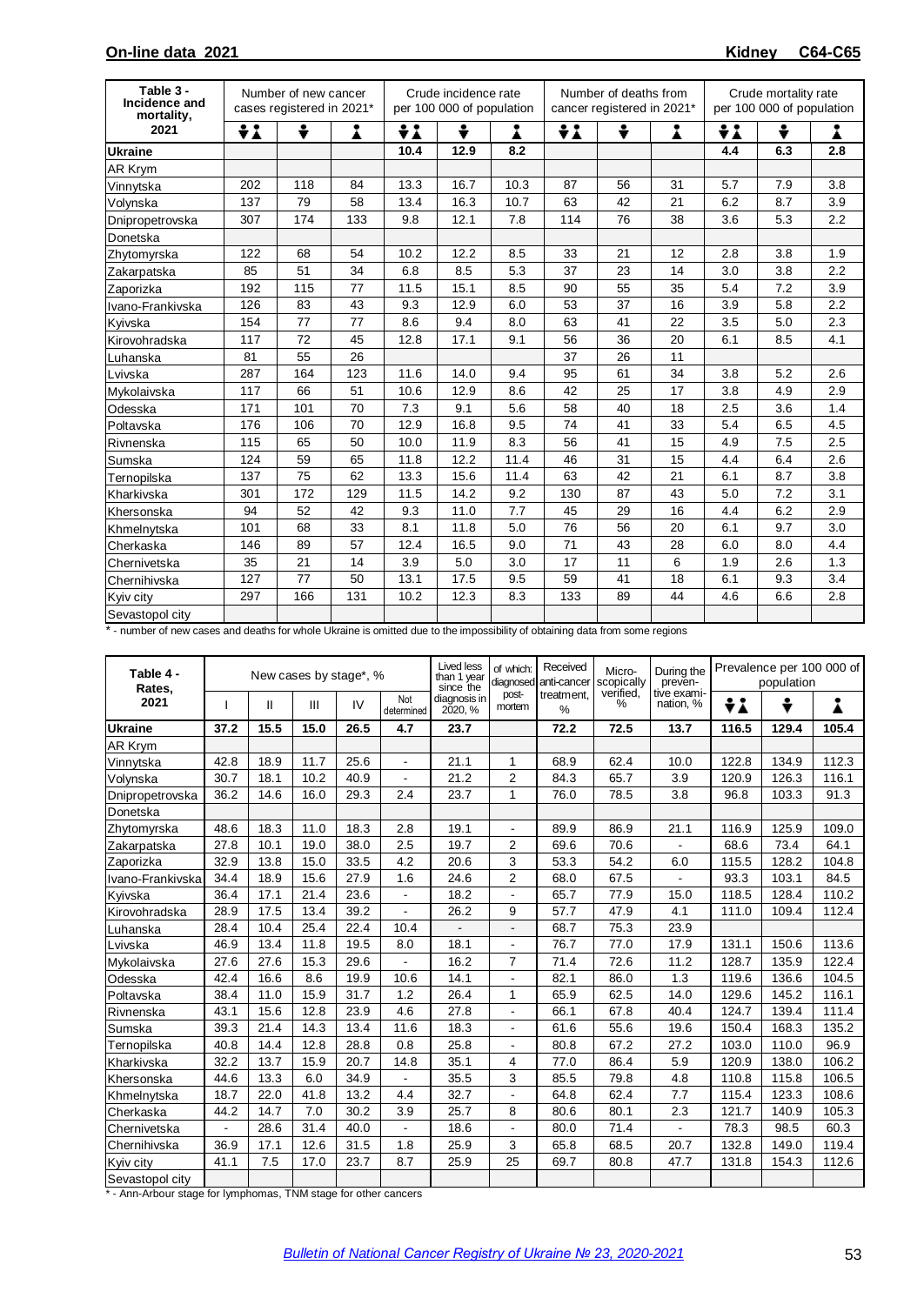## Kidney C64-C65

| Table 3 - Incidence and mortality, 2021 | Number of new cancer cases registered in 2021* | | | Crude incidence rate per 100 000 of population | | | Number of deaths from cancer registered in 2021* | | | Crude mortality rate per 100 000 of population | | |
|---|---|---|---|---|---|---|---|---|---|---|---|---|
| | Both sexes | Males | Females | Both sexes | Males | Females | Both sexes | Males | Females | Both sexes | Males | Females |
| **Ukraine** | | | | **10.4** | **12.9** | **8.2** | | | | **4.4** | **6.3** | **2.8** |
| AR Krym | | | | | | | | | | | | |
| Vinnytska | 202 | 118 | 84 | 13.3 | 16.7 | 10.3 | 87 | 56 | 31 | 5.7 | 7.9 | 3.8 |
| Volynska | 137 | 79 | 58 | 13.4 | 16.3 | 10.7 | 63 | 42 | 21 | 6.2 | 8.7 | 3.9 |
| Dnipropetrovska | 307 | 174 | 133 | 9.8 | 12.1 | 7.8 | 114 | 76 | 38 | 3.6 | 5.3 | 2.2 |
| Donetska | | | | | | | | | | | | |
| Zhytomyrska | 122 | 68 | 54 | 10.2 | 12.2 | 8.5 | 33 | 21 | 12 | 2.8 | 3.8 | 1.9 |
| Zakarpatska | 85 | 51 | 34 | 6.8 | 8.5 | 5.3 | 37 | 23 | 14 | 3.0 | 3.8 | 2.2 |
| Zaporizka | 192 | 115 | 77 | 11.5 | 15.1 | 8.5 | 90 | 55 | 35 | 5.4 | 7.2 | 3.9 |
| Ivano-Frankivska | 126 | 83 | 43 | 9.3 | 12.9 | 6.0 | 53 | 37 | 16 | 3.9 | 5.8 | 2.2 |
| Kyivska | 154 | 77 | 77 | 8.6 | 9.4 | 8.0 | 63 | 41 | 22 | 3.5 | 5.0 | 2.3 |
| Kirovohradska | 117 | 72 | 45 | 12.8 | 17.1 | 9.1 | 56 | 36 | 20 | 6.1 | 8.5 | 4.1 |
| Luhanska | 81 | 55 | 26 | | | | 37 | 26 | 11 | | | |
| Lvivska | 287 | 164 | 123 | 11.6 | 14.0 | 9.4 | 95 | 61 | 34 | 3.8 | 5.2 | 2.6 |
| Mykolaivska | 117 | 66 | 51 | 10.6 | 12.9 | 8.6 | 42 | 25 | 17 | 3.8 | 4.9 | 2.9 |
| Odesska | 171 | 101 | 70 | 7.3 | 9.1 | 5.6 | 58 | 40 | 18 | 2.5 | 3.6 | 1.4 |
| Poltavska | 176 | 106 | 70 | 12.9 | 16.8 | 9.5 | 74 | 41 | 33 | 5.4 | 6.5 | 4.5 |
| Rivnenska | 115 | 65 | 50 | 10.0 | 11.9 | 8.3 | 56 | 41 | 15 | 4.9 | 7.5 | 2.5 |
| Sumska | 124 | 59 | 65 | 11.8 | 12.2 | 11.4 | 46 | 31 | 15 | 4.4 | 6.4 | 2.6 |
| Ternopilska | 137 | 75 | 62 | 13.3 | 15.6 | 11.4 | 63 | 42 | 21 | 6.1 | 8.7 | 3.8 |
| Kharkivska | 301 | 172 | 129 | 11.5 | 14.2 | 9.2 | 130 | 87 | 43 | 5.0 | 7.2 | 3.1 |
| Khersonska | 94 | 52 | 42 | 9.3 | 11.0 | 7.7 | 45 | 29 | 16 | 4.4 | 6.2 | 2.9 |
| Khmelnytska | 101 | 68 | 33 | 8.1 | 11.8 | 5.0 | 76 | 56 | 20 | 6.1 | 9.7 | 3.0 |
| Cherkaska | 146 | 89 | 57 | 12.4 | 16.5 | 9.0 | 71 | 43 | 28 | 6.0 | 8.0 | 4.4 |
| Chernivetska | 35 | 21 | 14 | 3.9 | 5.0 | 3.0 | 17 | 11 | 6 | 1.9 | 2.6 | 1.3 |
| Chernihivska | 127 | 77 | 50 | 13.1 | 17.5 | 9.5 | 59 | 41 | 18 | 6.1 | 9.3 | 3.4 |
| Kyiv city | 297 | 166 | 131 | 10.2 | 12.3 | 8.3 | 133 | 89 | 44 | 4.6 | 6.6 | 2.8 |
| Sevastopol city | | | | | | | | | | | | |

* - number of new cases and deaths for whole Ukraine is omitted due to the impossibility of obtaining data from some regions

| Table 4 - Rates, 2021 | New cases by stage*, % | | | | | Lived less than 1 year since the diagnosis in 2020, % | of which: diagnosed post-mortem | Received anti-cancer treatment, % | Micro-scopically verified, % | During the preventive examination, % | Prevalence per 100 000 of population | | |
|---|---|---|---|---|---|---|---|---|---|---|---|---|---|
| | I | II | III | IV | Not determined | | | | | | Both sexes | Males | Females |
| **Ukraine** | **37.2** | **15.5** | **15.0** | **26.5** | **4.7** | **23.7** | | **72.2** | **72.5** | **13.7** | **116.5** | **129.4** | **105.4** |
| AR Krym | | | | | | | | | | | | | |
| Vinnytska | 42.8 | 18.9 | 11.7 | 25.6 | - | 21.1 | 1 | 68.9 | 62.4 | 10.0 | 122.8 | 134.9 | 112.3 |
| Volynska | 30.7 | 18.1 | 10.2 | 40.9 | - | 21.2 | 2 | 84.3 | 65.7 | 3.9 | 120.9 | 126.3 | 116.1 |
| Dnipropetrovska | 36.2 | 14.6 | 16.0 | 29.3 | 2.4 | 23.7 | 1 | 76.0 | 78.5 | 3.8 | 96.8 | 103.3 | 91.3 |
| Donetska | | | | | | | | | | | | | |
| Zhytomyrska | 48.6 | 18.3 | 11.0 | 18.3 | 2.8 | 19.1 | - | 89.9 | 86.9 | 21.1 | 116.9 | 125.9 | 109.0 |
| Zakarpatska | 27.8 | 10.1 | 19.0 | 38.0 | 2.5 | 19.7 | 2 | 69.6 | 70.6 | - | 68.6 | 73.4 | 64.1 |
| Zaporizka | 32.9 | 13.8 | 15.0 | 33.5 | 4.2 | 20.6 | 3 | 53.3 | 54.2 | 6.0 | 115.5 | 128.2 | 104.8 |
| Ivano-Frankivska | 34.4 | 18.9 | 15.6 | 27.9 | 1.6 | 24.6 | 2 | 68.0 | 67.5 | - | 93.3 | 103.1 | 84.5 |
| Kyivska | 36.4 | 17.1 | 21.4 | 23.6 | - | 18.2 | - | 65.7 | 77.9 | 15.0 | 118.5 | 128.4 | 110.2 |
| Kirovohradska | 28.9 | 17.5 | 13.4 | 39.2 | - | 26.2 | 9 | 57.7 | 47.9 | 4.1 | 111.0 | 109.4 | 112.4 |
| Luhanska | 28.4 | 10.4 | 25.4 | 22.4 | 10.4 | - | - | 68.7 | 75.3 | 23.9 | | | |
| Lvivska | 46.9 | 13.4 | 11.8 | 19.5 | 8.0 | 18.1 | - | 76.7 | 77.0 | 17.9 | 131.1 | 150.6 | 113.6 |
| Mykolaivska | 27.6 | 27.6 | 15.3 | 29.6 | - | 16.2 | 7 | 71.4 | 72.6 | 11.2 | 128.7 | 135.9 | 122.4 |
| Odesska | 42.4 | 16.6 | 8.6 | 19.9 | 10.6 | 14.1 | - | 82.1 | 86.0 | 1.3 | 119.6 | 136.6 | 104.5 |
| Poltavska | 38.4 | 11.0 | 15.9 | 31.7 | 1.2 | 26.4 | 1 | 65.9 | 62.5 | 14.0 | 129.6 | 145.2 | 116.1 |
| Rivnenska | 43.1 | 15.6 | 12.8 | 23.9 | 4.6 | 27.8 | - | 66.1 | 67.8 | 40.4 | 124.7 | 139.4 | 111.4 |
| Sumska | 39.3 | 21.4 | 14.3 | 13.4 | 11.6 | 18.3 | - | 61.6 | 55.6 | 19.6 | 150.4 | 168.3 | 135.2 |
| Ternopilska | 40.8 | 14.4 | 12.8 | 28.8 | 0.8 | 25.8 | - | 80.8 | 67.2 | 27.2 | 103.0 | 110.0 | 96.9 |
| Kharkivska | 32.2 | 13.7 | 15.9 | 20.7 | 14.8 | 35.1 | 4 | 77.0 | 86.4 | 5.9 | 120.9 | 138.0 | 106.2 |
| Khersonska | 44.6 | 13.3 | 6.0 | 34.9 | - | 35.5 | 3 | 85.5 | 79.8 | 4.8 | 110.8 | 115.8 | 106.5 |
| Khmelnytska | 18.7 | 22.0 | 41.8 | 13.2 | 4.4 | 32.7 | - | 64.8 | 62.4 | 7.7 | 115.4 | 123.3 | 108.6 |
| Cherkaska | 44.2 | 14.7 | 7.0 | 30.2 | 3.9 | 25.7 | 8 | 80.6 | 80.1 | 2.3 | 121.7 | 140.9 | 105.3 |
| Chernivetska | - | 28.6 | 31.4 | 40.0 | - | 18.6 | - | 80.0 | 71.4 | - | 78.3 | 98.5 | 60.3 |
| Chernihivska | 36.9 | 17.1 | 12.6 | 31.5 | 1.8 | 25.9 | 3 | 65.8 | 68.5 | 20.7 | 132.8 | 149.0 | 119.4 |
| Kyiv city | 41.1 | 7.5 | 17.0 | 23.7 | 8.7 | 25.9 | 25 | 69.7 | 80.8 | 47.7 | 131.8 | 154.3 | 112.6 |
| Sevastopol city | | | | | | | | | | | | | |

* - Ann-Arbour stage for lymphomas, TNM stage for other cancers